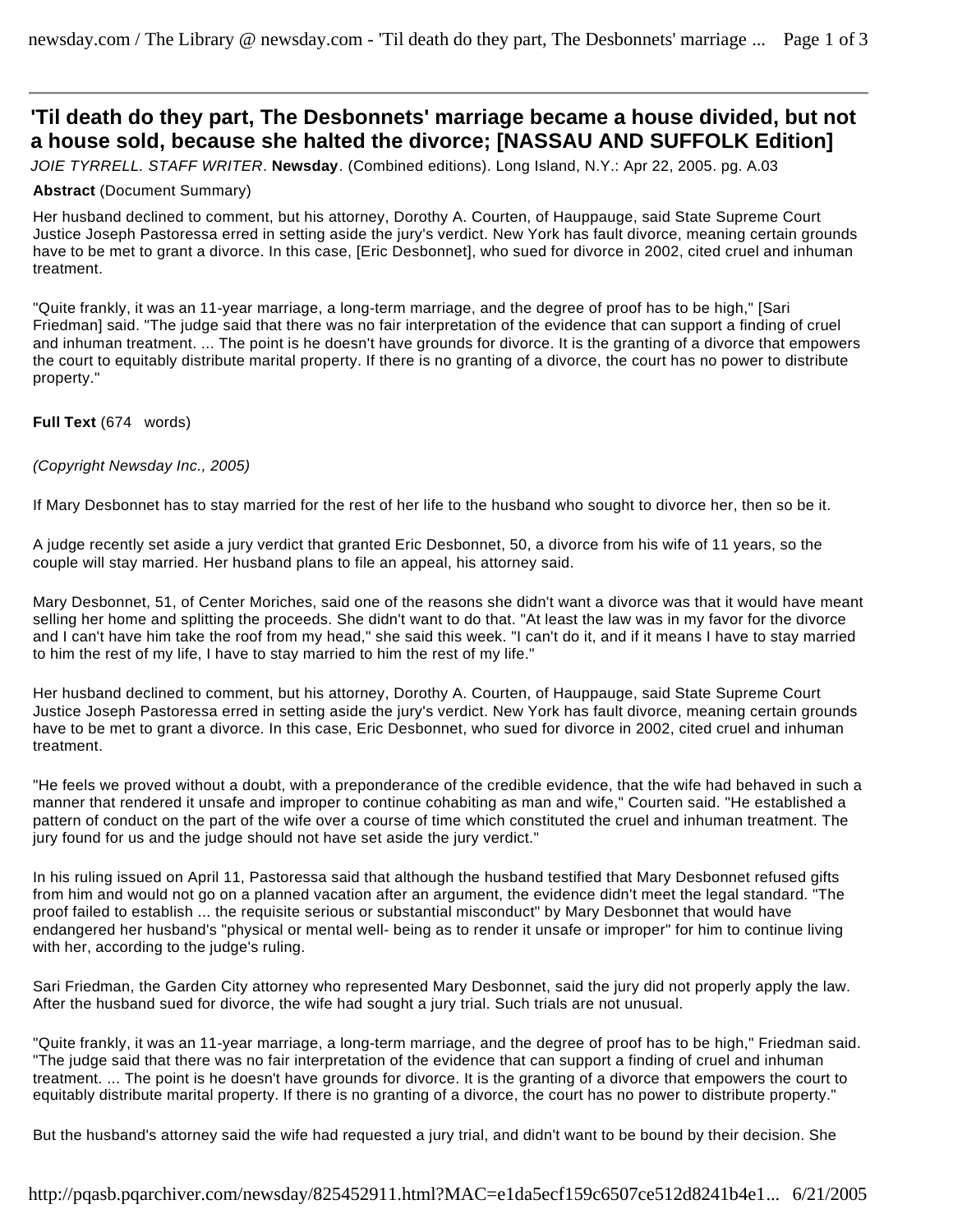# 'Til death do they part, The Desbonnets' marriage became a house divided, but not a house sold, because she halted the divorce; [NASSAU AND SUFFOLK Edition]

*JOIE TYRRELL. STAFF WRITER*. **Newsday**. (Combined editions). Long Island, N.Y.: Apr 22, 2005. pg. A.03

**Abstract** (Document Summary)

Her husband declined to comment, but his attorney, Dorothy A. Courten, of Hauppauge, said State Supreme Court Justice Joseph Pastoressa erred in setting aside the jury's verdict. New York has fault divorce, meaning certain grounds have to be met to grant a divorce. In this case, [Eric Desbonnet], who sued for divorce in 2002, cited cruel and inhuman treatment.

"Quite frankly, it was an 11-year marriage, a long-term marriage, and the degree of proof has to be high," [Sari Friedman] said. "The judge said that there was no fair interpretation of the evidence that can support a finding of cruel and inhuman treatment. ... The point is he doesn't have grounds for divorce. It is the granting of a divorce that empowers the court to equitably distribute marital property. If there is no granting of a divorce, the court has no power to distribute property."

**Full Text** (674 words)

*(Copyright Newsday Inc., 2005)*

If Mary Desbonnet has to stay married for the rest of her life to the husband who sought to divorce her, then so be it.

A judge recently set aside a jury verdict that granted Eric Desbonnet, 50, a divorce from his wife of 11 years, so the couple will stay married. Her husband plans to file an appeal, his attorney said.

Mary Desbonnet, 51, of Center Moriches, said one of the reasons she didn't want a divorce was that it would have meant selling her home and splitting the proceeds. She didn't want to do that. "At least the law was in my favor for the divorce and I can't have him take the roof from my head," she said this week. "I can't do it, and if it means I have to stay married to him the rest of my life, I have to stay married to him the rest of my life."

Her husband declined to comment, but his attorney, Dorothy A. Courten, of Hauppauge, said State Supreme Court Justice Joseph Pastoressa erred in setting aside the jury's verdict. New York has fault divorce, meaning certain grounds have to be met to grant a divorce. In this case, Eric Desbonnet, who sued for divorce in 2002, cited cruel and inhuman treatment.

"He feels we proved without a doubt, with a preponderance of the credible evidence, that the wife had behaved in such a manner that rendered it unsafe and improper to continue cohabiting as man and wife," Courten said. "He established a pattern of conduct on the part of the wife over a course of time which constituted the cruel and inhuman treatment. The jury found for us and the judge should not have set aside the jury verdict."

In his ruling issued on April 11, Pastoressa said that although the husband testified that Mary Desbonnet refused gifts from him and would not go on a planned vacation after an argument, the evidence didn't meet the legal standard. "The proof failed to establish ... the requisite serious or substantial misconduct" by Mary Desbonnet that would have endangered her husband's "physical or mental well- being as to render it unsafe or improper" for him to continue living with her, according to the judge's ruling.

Sari Friedman, the Garden City attorney who represented Mary Desbonnet, said the jury did not properly apply the law. After the husband sued for divorce, the wife had sought a jury trial. Such trials are not unusual.

"Quite frankly, it was an 11-year marriage, a long-term marriage, and the degree of proof has to be high," Friedman said. "The judge said that there was no fair interpretation of the evidence that can support a finding of cruel and inhuman treatment. ... The point is he doesn't have grounds for divorce. It is the granting of a divorce that empowers the court to equitably distribute marital property. If there is no granting of a divorce, the court has no power to distribute property."

But the husband's attorney said the wife had requested a jury trial, and didn't want to be bound by their decision. She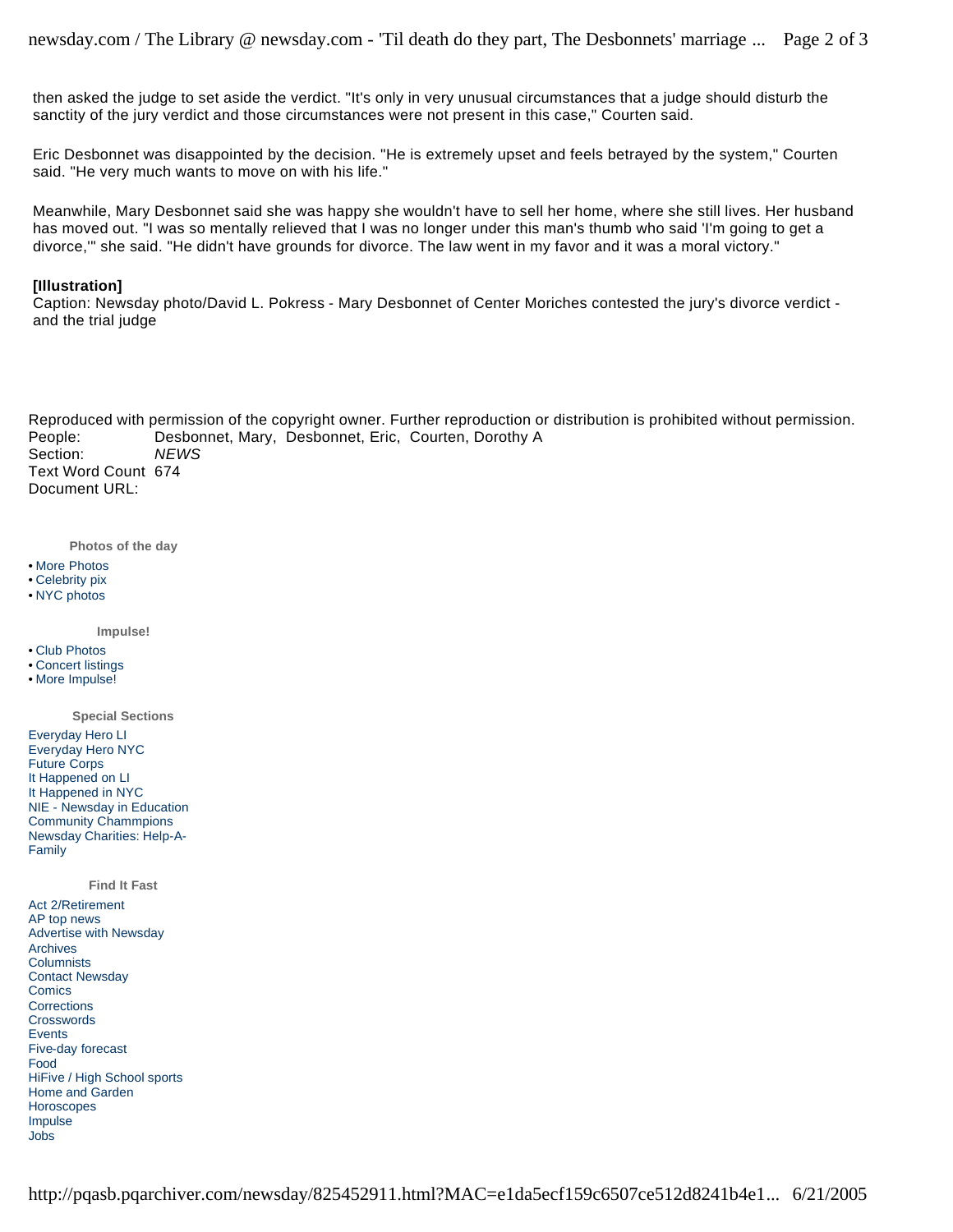then asked the judge to set aside the verdict. "It's only in very unusual circumstances that a judge should disturb the sanctity of the jury verdict and those circumstances were not present in this case," Courten said.

Eric Desbonnet was disappointed by the decision. "He is extremely upset and feels betrayed by the system," Courten said. "He very much wants to move on with his life."

Meanwhile, Mary Desbonnet said she was happy she wouldn't have to sell her home, where she still lives. Her husband has moved out. "I was so mentally relieved that I was no longer under this man's thumb who said 'I'm going to get a divorce,'" she said. "He didn't have grounds for divorce. The law went in my favor and it was a moral victory."

**[Illustration]**
Caption: Newsday photo/David L. Pokress - Mary Desbonnet of Center Moriches contested the jury's divorce verdict - and the trial judge

Reproduced with permission of the copyright owner. Further reproduction or distribution is prohibited without permission.

People: Desbonnet, Mary, Desbonnet, Eric, Courten, Dorothy A
Section: *NEWS*
Text Word Count 674
Document URL:

**Photos of the day**

- More Photos
- Celebrity pix
- NYC photos

**Impulse!**

- Club Photos
- Concert listings
- More Impulse!

**Special Sections**

Everyday Hero LI
Everyday Hero NYC
Future Corps
It Happened on LI
It Happened in NYC
NIE - Newsday in Education
Community Chammpions
Newsday Charities: Help-A-Family

**Find It Fast**

Act 2/Retirement
AP top news
Advertise with Newsday
Archives
Columnists
Contact Newsday
Comics
Corrections
Crosswords
Events
Five-day forecast
Food
HiFive / High School sports
Home and Garden
Horoscopes
Impulse
Jobs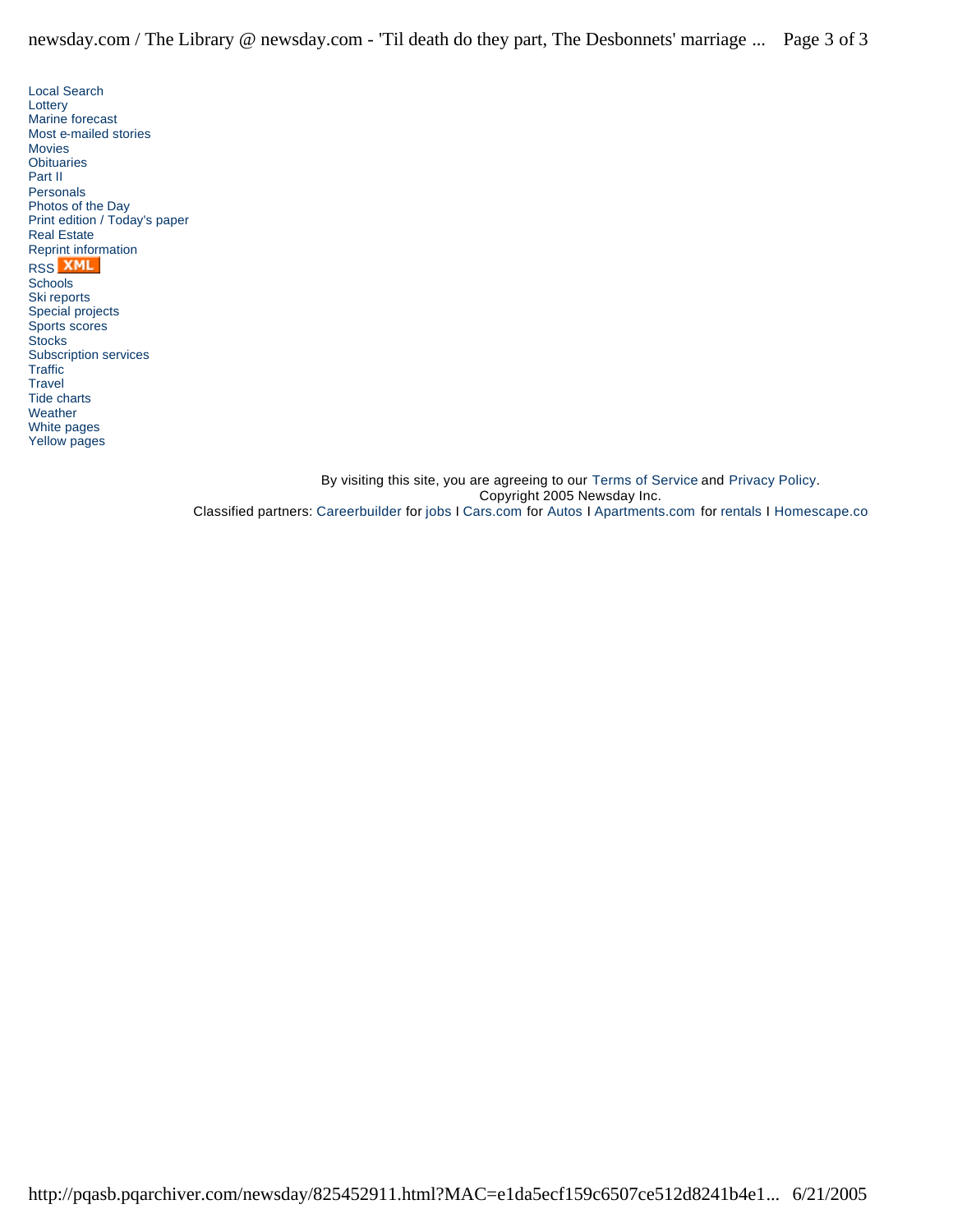Local Search
Lottery
Marine forecast
Most e-mailed stories
Movies
Obituaries
Part II
Personals
Photos of the Day
Print edition / Today's paper
Real Estate
Reprint information
RSS XML
Schools
Ski reports
Special projects
Sports scores
Stocks
Subscription services
Traffic
Travel
Tide charts
Weather
White pages
Yellow pages

By visiting this site, you are agreeing to our Terms of Service and Privacy Policy.
Copyright 2005 Newsday Inc.
Classified partners: Careerbuilder for jobs I Cars.com for Autos I Apartments.com for rentals I Homescape.co